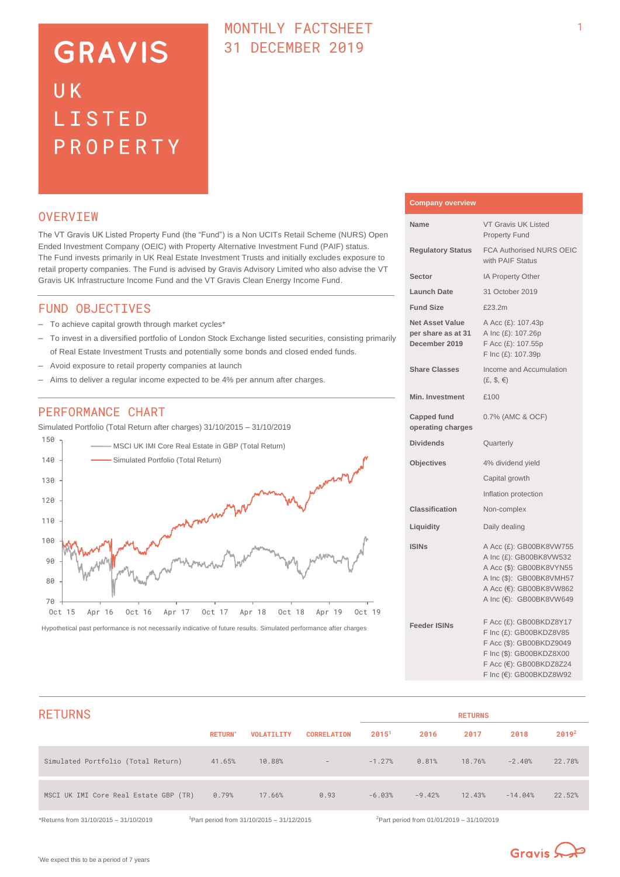# GRAVIS

## UK LISTED PROPERTY

MONTHLY FACTSHEET
31 DECEMBER 2019

## OVERVIEW

The VT Gravis UK Listed Property Fund (the "Fund") is a Non UCITs Retail Scheme (NURS) Open Ended Investment Company (OEIC) with Property Alternative Investment Fund (PAIF) status. The Fund invests primarily in UK Real Estate Investment Trusts and initially excludes exposure to retail property companies. The Fund is advised by Gravis Advisory Limited who also advise the VT Gravis UK Infrastructure Income Fund and the VT Gravis Clean Energy Income Fund.

## FUND OBJECTIVES

- To achieve capital growth through market cycles*
- To invest in a diversified portfolio of London Stock Exchange listed securities, consisting primarily of Real Estate Investment Trusts and potentially some bonds and closed ended funds.
- Avoid exposure to retail property companies at launch
- Aims to deliver a regular income expected to be 4% per annum after charges.

## PERFORMANCE CHART

Simulated Portfolio (Total Return after charges) 31/10/2015 – 31/10/2019

Legend: MSCI UK IMI Core Real Estate in GBP (Total Return); Simulated Portfolio (Total Return)

Hypothetical past performance is not necessarily indicative of future results. Simulated performance after charges

## Company overview

| | |
|---|---|
| **Name** | VT Gravis UK Listed Property Fund |
| **Regulatory Status** | FCA Authorised NURS OEIC with PAIF Status |
| **Sector** | IA Property Other |
| **Launch Date** | 31 October 2019 |
| **Fund Size** | £23.2m |
| **Net Asset Value per share as at 31 December 2019** | A Acc (£): 107.43p<br>A Inc (£): 107.26p<br>F Acc (£): 107.55p<br>F Inc (£): 107.39p |
| **Share Classes** | Income and Accumulation (£, $, €) |
| **Min. Investment** | £100 |
| **Capped fund operating charges** | 0.7% (AMC & OCF) |
| **Dividends** | Quarterly |
| **Objectives** | 4% dividend yield<br>Capital growth<br>Inflation protection |
| **Classification** | Non-complex |
| **Liquidity** | Daily dealing |
| **ISINs** | A Acc (£): GB00BK8VW755<br>A Inc (£): GB00BK8VW532<br>A Acc ($): GB00BK8VYN55<br>A Inc ($): GB00BK8VMH57<br>A Acc (€): GB00BK8VW862<br>A Inc (€): GB00BK8VW649 |
| **Feeder ISINs** | F Acc (£): GB00BKDZ8Y17<br>F Inc (£): GB00BKDZ8V85<br>F Acc ($): GB00BKDZ9049<br>F Inc ($): GB00BKDZ8X00<br>F Acc (€): GB00BKDZ8Z24<br>F Inc (€): GB00BKDZ8W92 |

## RETURNS

| | RETURN* | VOLATILITY | CORRELATION | RETURNS 2015[1] | 2016 | 2017 | 2018 | 2019[2] |
|---|---|---|---|---|---|---|---|---|
| Simulated Portfolio (Total Return) | 41.65% | 10.88% | – | -1.27% | 0.81% | 18.76% | -2.40% | 22.78% |
| MSCI UK IMI Core Real Estate GBP (TR) | 0.79% | 17.66% | 0.93 | -6.03% | -9.42% | 12.43% | -14.04% | 22.52% |

*Returns from 31/10/2015 – 31/10/2019    [1]Part period from 31/10/2015 – 31/12/2015    [2]Part period from 01/01/2019 – 31/10/2019

*We expect this to be a period of 7 years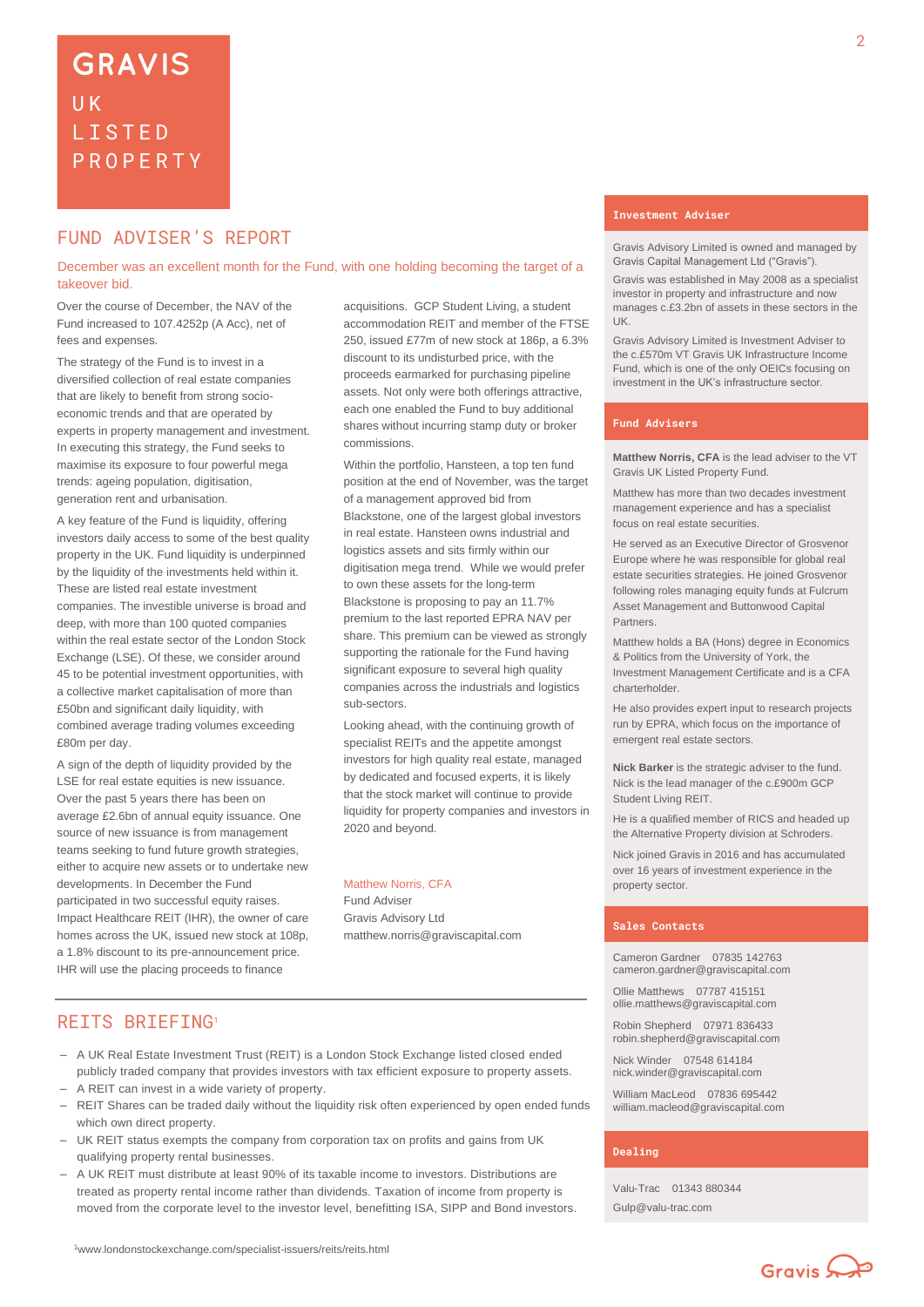# GRAVIS UK LISTED PROPERTY

## FUND ADVISER'S REPORT

December was an excellent month for the Fund, with one holding becoming the target of a takeover bid.

Over the course of December, the NAV of the Fund increased to 107.4252p (A Acc), net of fees and expenses.

The strategy of the Fund is to invest in a diversified collection of real estate companies that are likely to benefit from strong socio-economic trends and that are operated by experts in property management and investment. In executing this strategy, the Fund seeks to maximise its exposure to four powerful mega trends: ageing population, digitisation, generation rent and urbanisation.

A key feature of the Fund is liquidity, offering investors daily access to some of the best quality property in the UK. Fund liquidity is underpinned by the liquidity of the investments held within it. These are listed real estate investment companies. The investible universe is broad and deep, with more than 100 quoted companies within the real estate sector of the London Stock Exchange (LSE). Of these, we consider around 45 to be potential investment opportunities, with a collective market capitalisation of more than £50bn and significant daily liquidity, with combined average trading volumes exceeding £80m per day.

A sign of the depth of liquidity provided by the LSE for real estate equities is new issuance. Over the past 5 years there has been on average £2.6bn of annual equity issuance. One source of new issuance is from management teams seeking to fund future growth strategies, either to acquire new assets or to undertake new developments. In December the Fund participated in two successful equity raises. Impact Healthcare REIT (IHR), the owner of care homes across the UK, issued new stock at 108p, a 1.8% discount to its pre-announcement price. IHR will use the placing proceeds to finance acquisitions. GCP Student Living, a student accommodation REIT and member of the FTSE 250, issued £77m of new stock at 186p, a 6.3% discount to its undisturbed price, with the proceeds earmarked for purchasing pipeline assets. Not only were both offerings attractive, each one enabled the Fund to buy additional shares without incurring stamp duty or broker commissions.

Within the portfolio, Hansteen, a top ten fund position at the end of November, was the target of a management approved bid from Blackstone, one of the largest global investors in real estate. Hansteen owns industrial and logistics assets and sits firmly within our digitisation mega trend. While we would prefer to own these assets for the long-term Blackstone is proposing to pay an 11.7% premium to the last reported EPRA NAV per share. This premium can be viewed as strongly supporting the rationale for the Fund having significant exposure to several high quality companies across the industrials and logistics sub-sectors.

Looking ahead, with the continuing growth of specialist REITs and the appetite amongst investors for high quality real estate, managed by dedicated and focused experts, it is likely that the stock market will continue to provide liquidity for property companies and investors in 2020 and beyond.

Matthew Norris, CFA
Fund Adviser
Gravis Advisory Ltd
matthew.norris@graviscapital.com

## REITS BRIEFING[1]

- A UK Real Estate Investment Trust (REIT) is a London Stock Exchange listed closed ended publicly traded company that provides investors with tax efficient exposure to property assets.
- A REIT can invest in a wide variety of property.
- REIT Shares can be traded daily without the liquidity risk often experienced by open ended funds which own direct property.
- UK REIT status exempts the company from corporation tax on profits and gains from UK qualifying property rental businesses.
- A UK REIT must distribute at least 90% of its taxable income to investors. Distributions are treated as property rental income rather than dividends. Taxation of income from property is moved from the corporate level to the investor level, benefitting ISA, SIPP and Bond investors.

[1]www.londonstockexchange.com/specialist-issuers/reits/reits.html

### Investment Adviser

Gravis Advisory Limited is owned and managed by Gravis Capital Management Ltd ("Gravis").

Gravis was established in May 2008 as a specialist investor in property and infrastructure and now manages c.£3.2bn of assets in these sectors in the UK.

Gravis Advisory Limited is Investment Adviser to the c.£570m VT Gravis UK Infrastructure Income Fund, which is one of the only OEICs focusing on investment in the UK's infrastructure sector.

### Fund Advisers

**Matthew Norris, CFA** is the lead adviser to the VT Gravis UK Listed Property Fund.

Matthew has more than two decades investment management experience and has a specialist focus on real estate securities.

He served as an Executive Director of Grosvenor Europe where he was responsible for global real estate securities strategies. He joined Grosvenor following roles managing equity funds at Fulcrum Asset Management and Buttonwood Capital Partners.

Matthew holds a BA (Hons) degree in Economics & Politics from the University of York, the Investment Management Certificate and is a CFA charterholder.

He also provides expert input to research projects run by EPRA, which focus on the importance of emergent real estate sectors.

**Nick Barker** is the strategic adviser to the fund. Nick is the lead manager of the c.£900m GCP Student Living REIT.

He is a qualified member of RICS and headed up the Alternative Property division at Schroders.

Nick joined Gravis in 2016 and has accumulated over 16 years of investment experience in the property sector.

### Sales Contacts

Cameron Gardner 07835 142763
cameron.gardner@graviscapital.com

Ollie Matthews 07787 415151
ollie.matthews@graviscapital.com

Robin Shepherd 07971 836433
robin.shepherd@graviscapital.com

Nick Winder 07548 614184
nick.winder@graviscapital.com

William MacLeod 07836 695442
william.macleod@graviscapital.com

### Dealing

Valu-Trac 01343 880344
Gulp@valu-trac.com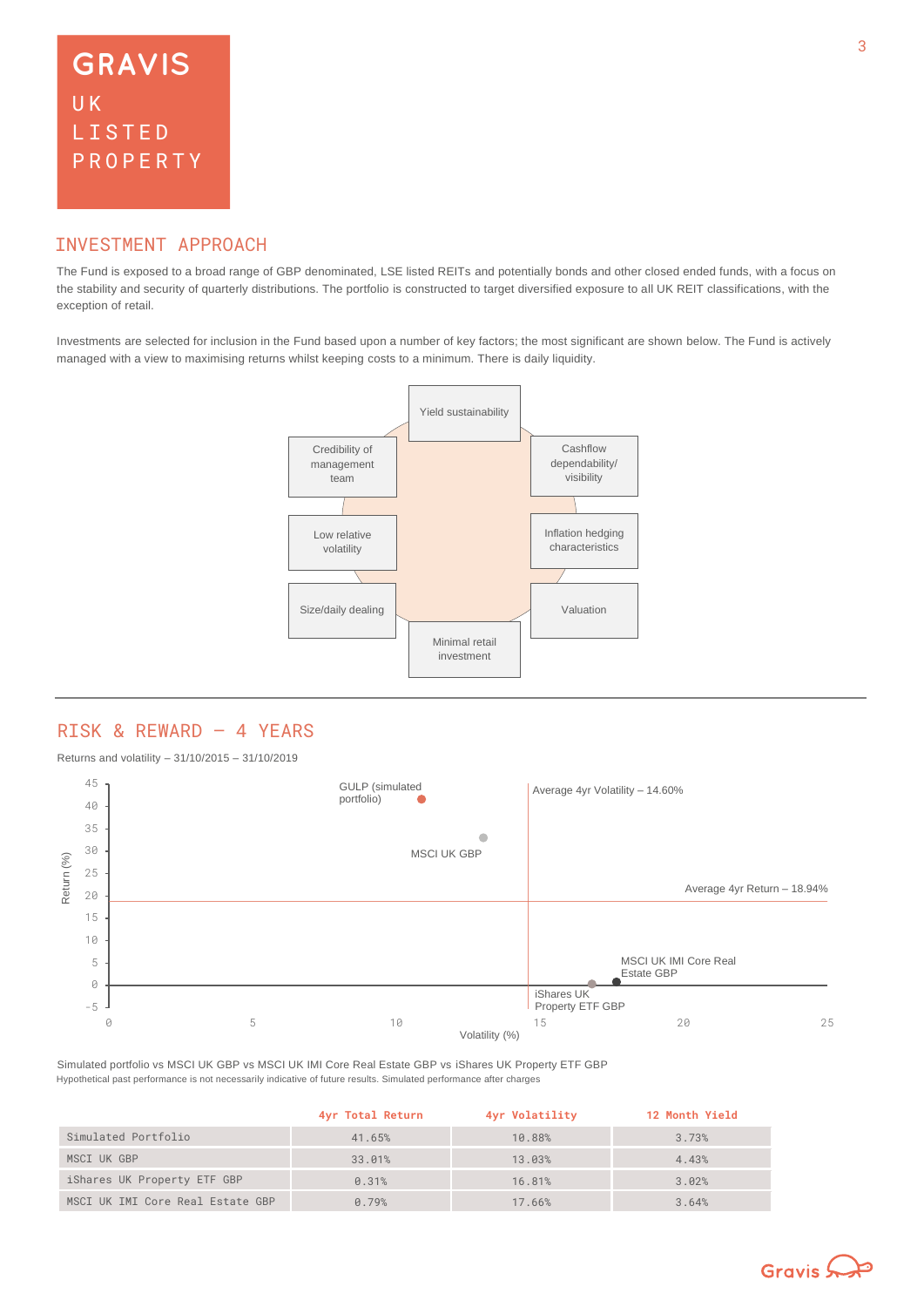GRAVIS

UK LISTED PROPERTY

## INVESTMENT APPROACH

The Fund is exposed to a broad range of GBP denominated, LSE listed REITs and potentially bonds and other closed ended funds, with a focus on the stability and security of quarterly distributions. The portfolio is constructed to target diversified exposure to all UK REIT classifications, with the exception of retail.

Investments are selected for inclusion in the Fund based upon a number of key factors; the most significant are shown below. The Fund is actively managed with a view to maximising returns whilst keeping costs to a minimum. There is daily liquidity.

- Yield sustainability
- Cashflow dependability/ visibility
- Inflation hedging characteristics
- Valuation
- Minimal retail investment
- Size/daily dealing
- Low relative volatility
- Credibility of management team

## RISK & REWARD – 4 YEARS

Returns and volatility – 31/10/2015 – 31/10/2019

Average 4yr Volatility – 14.60%

Average 4yr Return – 18.94%

Simulated portfolio vs MSCI UK GBP vs MSCI UK IMI Core Real Estate GBP vs iShares UK Property ETF GBP

Hypothetical past performance is not necessarily indicative of future results. Simulated performance after charges

| | 4yr Total Return | 4yr Volatility | 12 Month Yield |
|---|---|---|---|
| Simulated Portfolio | 41.65% | 10.88% | 3.73% |
| MSCI UK GBP | 33.01% | 13.03% | 4.43% |
| iShares UK Property ETF GBP | 0.31% | 16.81% | 3.02% |
| MSCI UK IMI Core Real Estate GBP | 0.79% | 17.66% | 3.64% |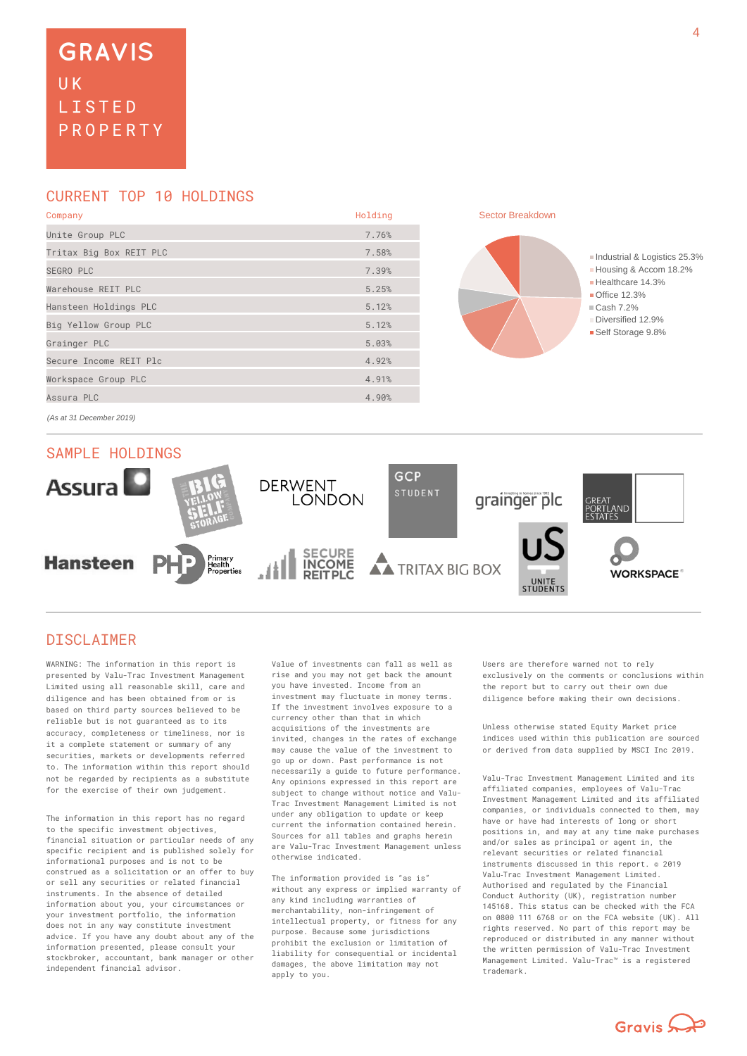# GRAVIS UK LISTED PROPERTY

## CURRENT TOP 10 HOLDINGS

| Company | Holding |
|---|---|
| Unite Group PLC | 7.76% |
| Tritax Big Box REIT PLC | 7.58% |
| SEGRO PLC | 7.39% |
| Warehouse REIT PLC | 5.25% |
| Hansteen Holdings PLC | 5.12% |
| Big Yellow Group PLC | 5.12% |
| Grainger PLC | 5.03% |
| Secure Income REIT Plc | 4.92% |
| Workspace Group PLC | 4.91% |
| Assura PLC | 4.90% |

*(As at 31 December 2019)*

Sector Breakdown

Industrial & Logistics 25.3%
Housing & Accom 18.2%
Healthcare 14.3%
Office 12.3%
Cash 7.2%
Diversified 12.9%
Self Storage 9.8%

## SAMPLE HOLDINGS

Assura
The Big Yellow Self Storage Company
DERWENT LONDON
GCP STUDENT
grainger plc
GREAT PORTLAND ESTATES
Hansteen
PHP Primary Health Properties
SECURE INCOME REIT PLC
TRITAX BIG BOX
UNITE STUDENTS
WORKSPACE

## DISCLAIMER

WARNING: The information in this report is presented by Valu-Trac Investment Management Limited using all reasonable skill, care and diligence and has been obtained from or is based on third party sources believed to be reliable but is not guaranteed as to its accuracy, completeness or timeliness, nor is it a complete statement or summary of any securities, markets or developments referred to. The information within this report should not be regarded by recipients as a substitute for the exercise of their own judgement.

The information in this report has no regard to the specific investment objectives, financial situation or particular needs of any specific recipient and is published solely for informational purposes and is not to be construed as a solicitation or an offer to buy or sell any securities or related financial instruments. In the absence of detailed information about you, your circumstances or your investment portfolio, the information does not in any way constitute investment advice. If you have any doubt about any of the information presented, please consult your stockbroker, accountant, bank manager or other independent financial advisor.

Value of investments can fall as well as rise and you may not get back the amount you have invested. Income from an investment may fluctuate in money terms. If the investment involves exposure to a currency other than that in which acquisitions of the investments are invited, changes in the rates of exchange may cause the value of the investment to go up or down. Past performance is not necessarily a guide to future performance. Any opinions expressed in this report are subject to change without notice and Valu-Trac Investment Management Limited is not under any obligation to update or keep current the information contained herein. Sources for all tables and graphs herein are Valu-Trac Investment Management unless otherwise indicated.

The information provided is "as is" without any express or implied warranty of any kind including warranties of merchantability, non-infringement of intellectual property, or fitness for any purpose. Because some jurisdictions prohibit the exclusion or limitation of liability for consequential or incidental damages, the above limitation may not apply to you.

Users are therefore warned not to rely exclusively on the comments or conclusions within the report but to carry out their own due diligence before making their own decisions.

Unless otherwise stated Equity Market price indices used within this publication are sourced or derived from data supplied by MSCI Inc 2019.

Valu-Trac Investment Management Limited and its affiliated companies, employees of Valu-Trac Investment Management Limited and its affiliated companies, or individuals connected to them, may have or have had interests of long or short positions in, and may at any time make purchases and/or sales as principal or agent in, the relevant securities or related financial instruments discussed in this report. © 2019 Valu-Trac Investment Management Limited. Authorised and regulated by the Financial Conduct Authority (UK), registration number 145168. This status can be checked with the FCA on 0800 111 6768 or on the FCA website (UK). All rights reserved. No part of this report may be reproduced or distributed in any manner without the written permission of Valu-Trac Investment Management Limited. Valu-Trac™ is a registered trademark.

Gravis